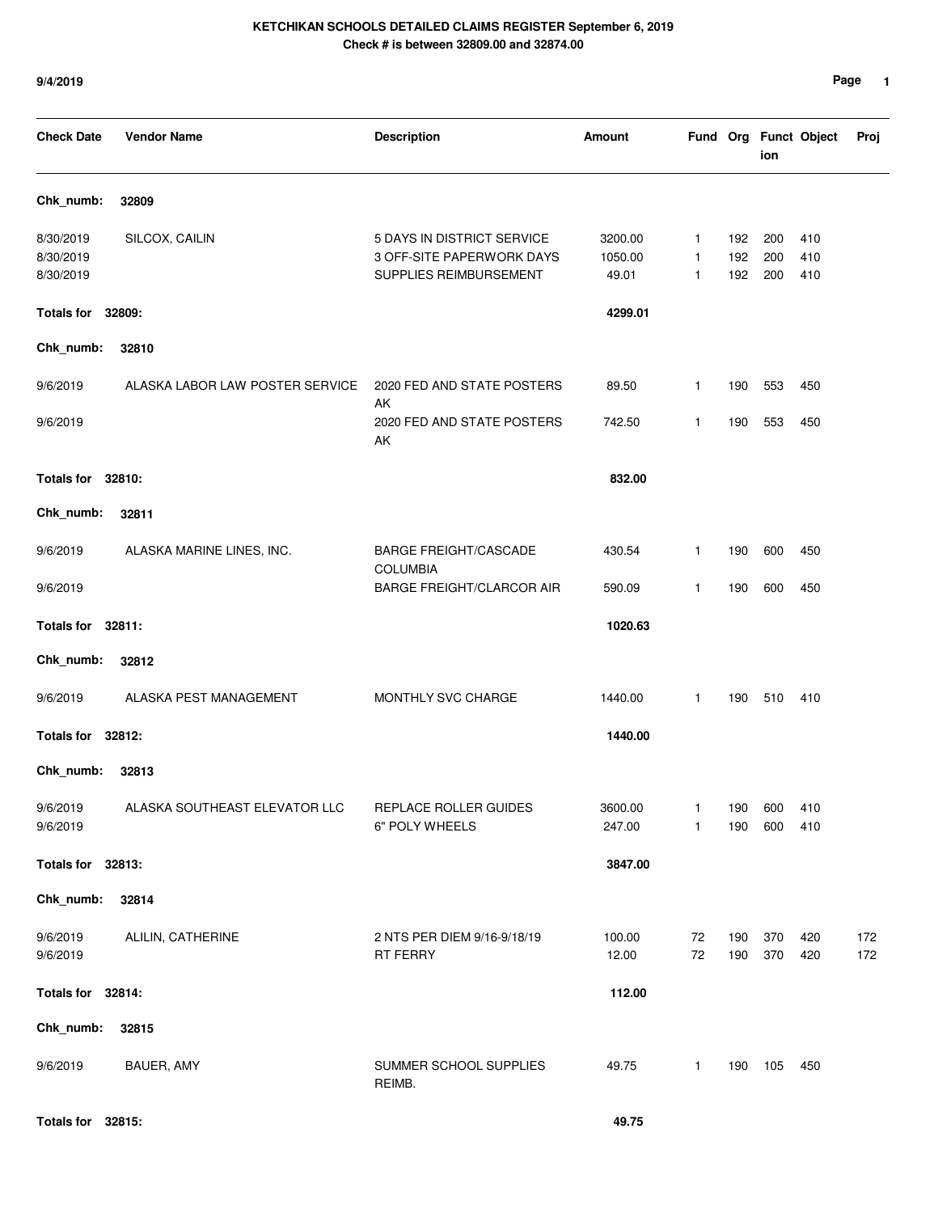**KETCHIKAN SCHOOLS DETAILED CLAIMS REGISTER September 6, 2019**
**Check # is between 32809.00 and 32874.00**

**9/4/2019**

| Check Date | Vendor Name | Description | Amount | Fund | Org | Function | Object | Proj |
|---|---|---|---|---|---|---|---|---|
| **Chk_numb:** | **32809** | | | | | | | |
| 8/30/2019 | SILCOX, CAILIN | 5 DAYS IN DISTRICT SERVICE | 3200.00 | 1 | 192 | 200 | 410 | |
| 8/30/2019 | | 3 OFF-SITE PAPERWORK DAYS | 1050.00 | 1 | 192 | 200 | 410 | |
| 8/30/2019 | | SUPPLIES REIMBURSEMENT | 49.01 | 1 | 192 | 200 | 410 | |
| **Totals for 32809:** | | | **4299.01** | | | | | |
| **Chk_numb:** | **32810** | | | | | | | |
| 9/6/2019 | ALASKA LABOR LAW POSTER SERVICE | 2020 FED AND STATE POSTERS AK | 89.50 | 1 | 190 | 553 | 450 | |
| 9/6/2019 | | 2020 FED AND STATE POSTERS AK | 742.50 | 1 | 190 | 553 | 450 | |
| **Totals for 32810:** | | | **832.00** | | | | | |
| **Chk_numb:** | **32811** | | | | | | | |
| 9/6/2019 | ALASKA MARINE LINES, INC. | BARGE FREIGHT/CASCADE COLUMBIA | 430.54 | 1 | 190 | 600 | 450 | |
| 9/6/2019 | | BARGE FREIGHT/CLARCOR AIR | 590.09 | 1 | 190 | 600 | 450 | |
| **Totals for 32811:** | | | **1020.63** | | | | | |
| **Chk_numb:** | **32812** | | | | | | | |
| 9/6/2019 | ALASKA PEST MANAGEMENT | MONTHLY SVC CHARGE | 1440.00 | 1 | 190 | 510 | 410 | |
| **Totals for 32812:** | | | **1440.00** | | | | | |
| **Chk_numb:** | **32813** | | | | | | | |
| 9/6/2019 | ALASKA SOUTHEAST ELEVATOR LLC | REPLACE ROLLER GUIDES | 3600.00 | 1 | 190 | 600 | 410 | |
| 9/6/2019 | | 6" POLY WHEELS | 247.00 | 1 | 190 | 600 | 410 | |
| **Totals for 32813:** | | | **3847.00** | | | | | |
| **Chk_numb:** | **32814** | | | | | | | |
| 9/6/2019 | ALILIN, CATHERINE | 2 NTS PER DIEM 9/16-9/18/19 | 100.00 | 72 | 190 | 370 | 420 | 172 |
| 9/6/2019 | | RT FERRY | 12.00 | 72 | 190 | 370 | 420 | 172 |
| **Totals for 32814:** | | | **112.00** | | | | | |
| **Chk_numb:** | **32815** | | | | | | | |
| 9/6/2019 | BAUER, AMY | SUMMER SCHOOL SUPPLIES REIMB. | 49.75 | 1 | 190 | 105 | 450 | |
| **Totals for 32815:** | | | **49.75** | | | | | |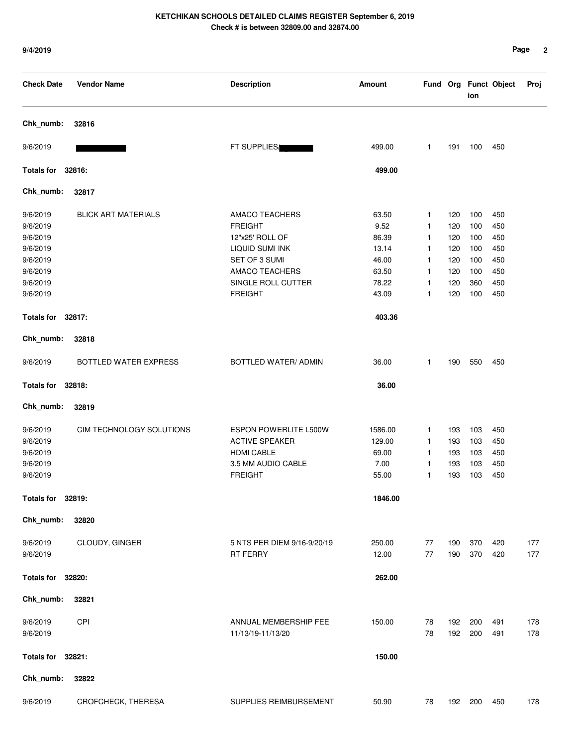**KETCHIKAN SCHOOLS DETAILED CLAIMS REGISTER September 6, 2019**
**Check # is between 32809.00 and 32874.00**

9/4/2019

| Check Date | Vendor Name | Description | Amount | Fund | Org | Function | Object | Proj |
|---|---|---|---|---|---|---|---|---|
| **Chk_numb:** | **32816** | | | | | | | |
| 9/6/2019 | ████ | FT SUPPLIES/████ | 499.00 | 1 | 191 | 100 | 450 | |
| **Totals for** | **32816:** | | **499.00** | | | | | |
| **Chk_numb:** | **32817** | | | | | | | |
| 9/6/2019 | BLICK ART MATERIALS | AMACO TEACHERS | 63.50 | 1 | 120 | 100 | 450 | |
| 9/6/2019 | | FREIGHT | 9.52 | 1 | 120 | 100 | 450 | |
| 9/6/2019 | | 12"x25' ROLL OF | 86.39 | 1 | 120 | 100 | 450 | |
| 9/6/2019 | | LIQUID SUMI INK | 13.14 | 1 | 120 | 100 | 450 | |
| 9/6/2019 | | SET OF 3 SUMI | 46.00 | 1 | 120 | 100 | 450 | |
| 9/6/2019 | | AMACO TEACHERS | 63.50 | 1 | 120 | 100 | 450 | |
| 9/6/2019 | | SINGLE ROLL CUTTER | 78.22 | 1 | 120 | 360 | 450 | |
| 9/6/2019 | | FREIGHT | 43.09 | 1 | 120 | 100 | 450 | |
| **Totals for** | **32817:** | | **403.36** | | | | | |
| **Chk_numb:** | **32818** | | | | | | | |
| 9/6/2019 | BOTTLED WATER EXPRESS | BOTTLED WATER/ ADMIN | 36.00 | 1 | 190 | 550 | 450 | |
| **Totals for** | **32818:** | | **36.00** | | | | | |
| **Chk_numb:** | **32819** | | | | | | | |
| 9/6/2019 | CIM TECHNOLOGY SOLUTIONS | ESPON POWERLITE L500W | 1586.00 | 1 | 193 | 103 | 450 | |
| 9/6/2019 | | ACTIVE SPEAKER | 129.00 | 1 | 193 | 103 | 450 | |
| 9/6/2019 | | HDMI CABLE | 69.00 | 1 | 193 | 103 | 450 | |
| 9/6/2019 | | 3.5 MM AUDIO CABLE | 7.00 | 1 | 193 | 103 | 450 | |
| 9/6/2019 | | FREIGHT | 55.00 | 1 | 193 | 103 | 450 | |
| **Totals for** | **32819:** | | **1846.00** | | | | | |
| **Chk_numb:** | **32820** | | | | | | | |
| 9/6/2019 | CLOUDY, GINGER | 5 NTS PER DIEM 9/16-9/20/19 | 250.00 | 77 | 190 | 370 | 420 | 177 |
| 9/6/2019 | | RT FERRY | 12.00 | 77 | 190 | 370 | 420 | 177 |
| **Totals for** | **32820:** | | **262.00** | | | | | |
| **Chk_numb:** | **32821** | | | | | | | |
| 9/6/2019 | CPI | ANNUAL MEMBERSHIP FEE | 150.00 | 78 | 192 | 200 | 491 | 178 |
| 9/6/2019 | | 11/13/19-11/13/20 | | 78 | 192 | 200 | 491 | 178 |
| **Totals for** | **32821:** | | **150.00** | | | | | |
| **Chk_numb:** | **32822** | | | | | | | |
| 9/6/2019 | CROFCHECK, THERESA | SUPPLIES REIMBURSEMENT | 50.90 | 78 | 192 | 200 | 450 | 178 |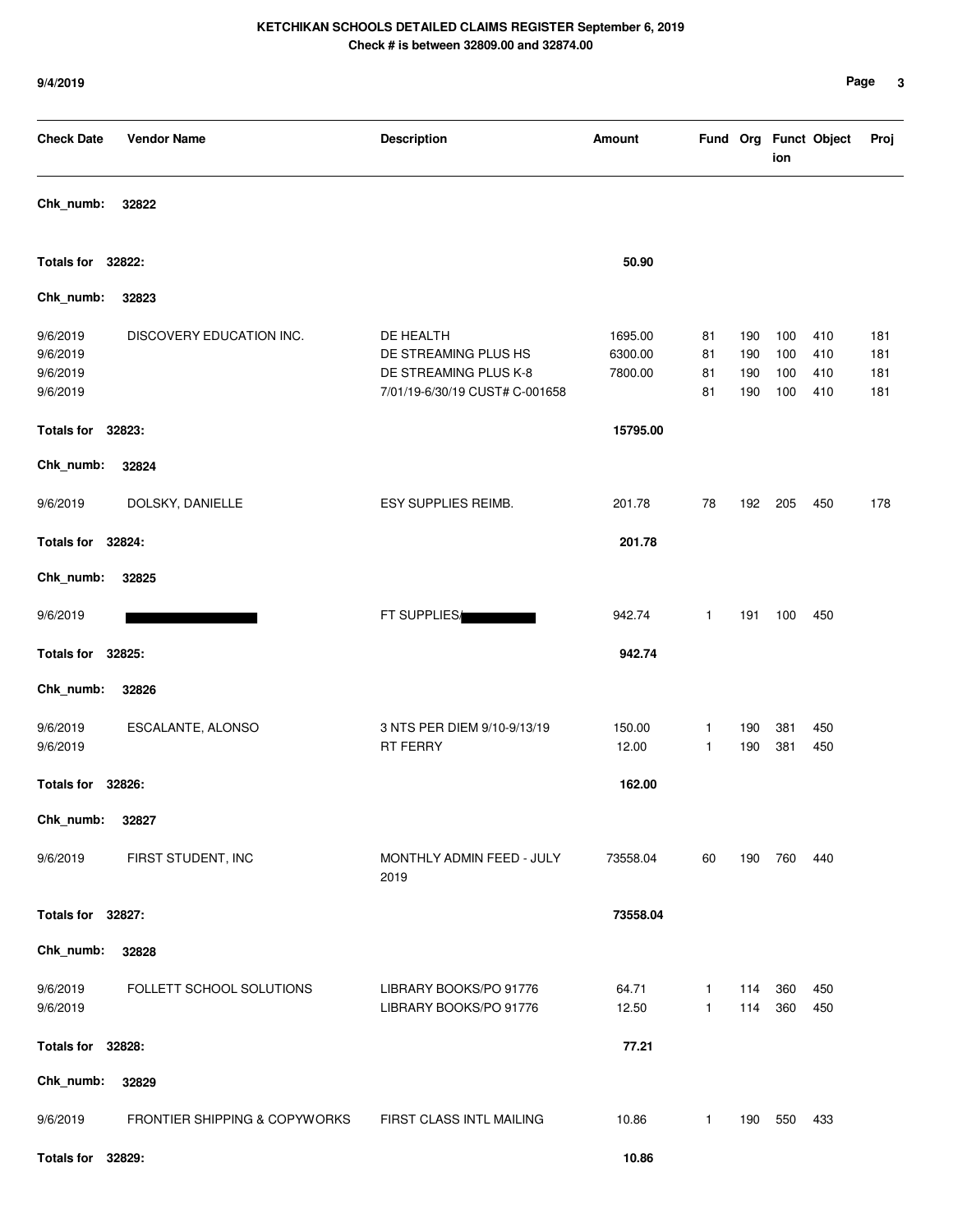**KETCHIKAN SCHOOLS DETAILED CLAIMS REGISTER September 6, 2019**
**Check # is between 32809.00 and 32874.00**

9/4/2019

| Check Date | Vendor Name | Description | Amount | Fund | Org | Function | Object | Proj |
|---|---|---|---|---|---|---|---|---|
| **Chk_numb:** | **32822** | | | | | | | |
| **Totals for 32822:** | | | **50.90** | | | | | |
| **Chk_numb:** | **32823** | | | | | | | |
| 9/6/2019 | DISCOVERY EDUCATION INC. | DE HEALTH | 1695.00 | 81 | 190 | 100 | 410 | 181 |
| 9/6/2019 | | DE STREAMING PLUS HS | 6300.00 | 81 | 190 | 100 | 410 | 181 |
| 9/6/2019 | | DE STREAMING PLUS K-8 | 7800.00 | 81 | 190 | 100 | 410 | 181 |
| 9/6/2019 | | 7/01/19-6/30/19 CUST# C-001658 | | 81 | 190 | 100 | 410 | 181 |
| **Totals for 32823:** | | | **15795.00** | | | | | |
| **Chk_numb:** | **32824** | | | | | | | |
| 9/6/2019 | DOLSKY, DANIELLE | ESY SUPPLIES REIMB. | 201.78 | 78 | 192 | 205 | 450 | 178 |
| **Totals for 32824:** | | | **201.78** | | | | | |
| **Chk_numb:** | **32825** | | | | | | | |
| 9/6/2019 | [REDACTED] | FT SUPPLIES/[REDACTED] | 942.74 | 1 | 191 | 100 | 450 | |
| **Totals for 32825:** | | | **942.74** | | | | | |
| **Chk_numb:** | **32826** | | | | | | | |
| 9/6/2019 | ESCALANTE, ALONSO | 3 NTS PER DIEM 9/10-9/13/19 | 150.00 | 1 | 190 | 381 | 450 | |
| 9/6/2019 | | RT FERRY | 12.00 | 1 | 190 | 381 | 450 | |
| **Totals for 32826:** | | | **162.00** | | | | | |
| **Chk_numb:** | **32827** | | | | | | | |
| 9/6/2019 | FIRST STUDENT, INC | MONTHLY ADMIN FEED - JULY 2019 | 73558.04 | 60 | 190 | 760 | 440 | |
| **Totals for 32827:** | | | **73558.04** | | | | | |
| **Chk_numb:** | **32828** | | | | | | | |
| 9/6/2019 | FOLLETT SCHOOL SOLUTIONS | LIBRARY BOOKS/PO 91776 | 64.71 | 1 | 114 | 360 | 450 | |
| 9/6/2019 | | LIBRARY BOOKS/PO 91776 | 12.50 | 1 | 114 | 360 | 450 | |
| **Totals for 32828:** | | | **77.21** | | | | | |
| **Chk_numb:** | **32829** | | | | | | | |
| 9/6/2019 | FRONTIER SHIPPING & COPYWORKS | FIRST CLASS INTL MAILING | 10.86 | 1 | 190 | 550 | 433 | |
| **Totals for 32829:** | | | **10.86** | | | | | |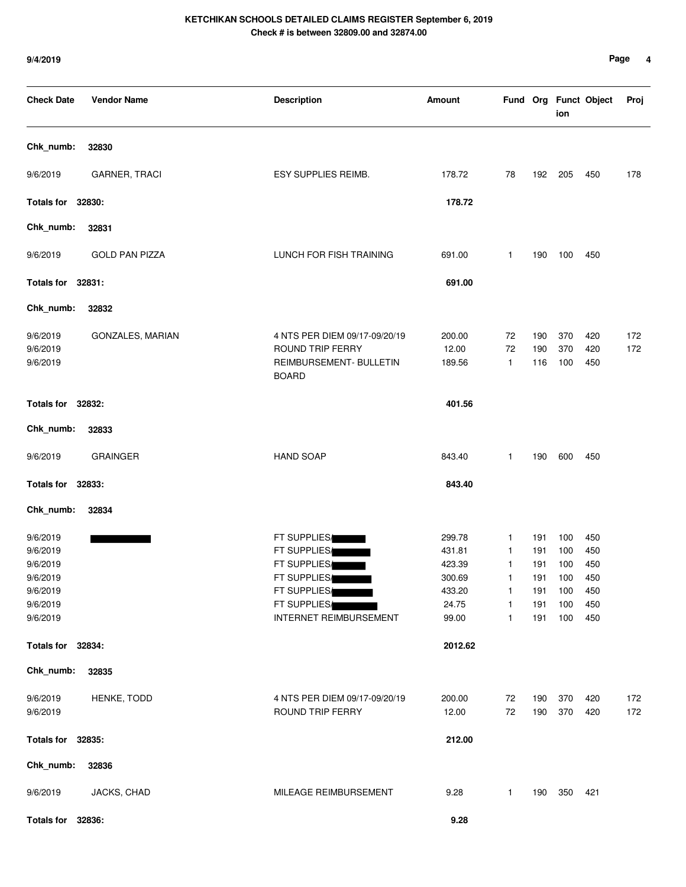**KETCHIKAN SCHOOLS DETAILED CLAIMS REGISTER September 6, 2019**
**Check # is between 32809.00 and 32874.00**

**9/4/2019**

| Check Date | Vendor Name | Description | Amount | Fund | Org | Function | Object | Proj |
|---|---|---|---|---|---|---|---|---|
| **Chk_numb:** | **32830** | | | | | | | |
| 9/6/2019 | GARNER, TRACI | ESY SUPPLIES REIMB. | 178.72 | 78 | 192 | 205 | 450 | 178 |
| **Totals for 32830:** | | | **178.72** | | | | | |
| **Chk_numb:** | **32831** | | | | | | | |
| 9/6/2019 | GOLD PAN PIZZA | LUNCH FOR FISH TRAINING | 691.00 | 1 | 190 | 100 | 450 | |
| **Totals for 32831:** | | | **691.00** | | | | | |
| **Chk_numb:** | **32832** | | | | | | | |
| 9/6/2019 | GONZALES, MARIAN | 4 NTS PER DIEM 09/17-09/20/19 | 200.00 | 72 | 190 | 370 | 420 | 172 |
| 9/6/2019 | | ROUND TRIP FERRY | 12.00 | 72 | 190 | 370 | 420 | 172 |
| 9/6/2019 | | REIMBURSEMENT- BULLETIN BOARD | 189.56 | 1 | 116 | 100 | 450 | |
| **Totals for 32832:** | | | **401.56** | | | | | |
| **Chk_numb:** | **32833** | | | | | | | |
| 9/6/2019 | GRAINGER | HAND SOAP | 843.40 | 1 | 190 | 600 | 450 | |
| **Totals for 32833:** | | | **843.40** | | | | | |
| **Chk_numb:** | **32834** | | | | | | | |
| 9/6/2019 | [REDACTED] | FT SUPPLIES/[REDACTED] | 299.78 | 1 | 191 | 100 | 450 | |
| 9/6/2019 | | FT SUPPLIES/[REDACTED] | 431.81 | 1 | 191 | 100 | 450 | |
| 9/6/2019 | | FT SUPPLIES/[REDACTED] | 423.39 | 1 | 191 | 100 | 450 | |
| 9/6/2019 | | FT SUPPLIES/[REDACTED] | 300.69 | 1 | 191 | 100 | 450 | |
| 9/6/2019 | | FT SUPPLIES/[REDACTED] | 433.20 | 1 | 191 | 100 | 450 | |
| 9/6/2019 | | FT SUPPLIES/[REDACTED] | 24.75 | 1 | 191 | 100 | 450 | |
| 9/6/2019 | | INTERNET REIMBURSEMENT | 99.00 | 1 | 191 | 100 | 450 | |
| **Totals for 32834:** | | | **2012.62** | | | | | |
| **Chk_numb:** | **32835** | | | | | | | |
| 9/6/2019 | HENKE, TODD | 4 NTS PER DIEM 09/17-09/20/19 | 200.00 | 72 | 190 | 370 | 420 | 172 |
| 9/6/2019 | | ROUND TRIP FERRY | 12.00 | 72 | 190 | 370 | 420 | 172 |
| **Totals for 32835:** | | | **212.00** | | | | | |
| **Chk_numb:** | **32836** | | | | | | | |
| 9/6/2019 | JACKS, CHAD | MILEAGE REIMBURSEMENT | 9.28 | 1 | 190 | 350 | 421 | |
| **Totals for 32836:** | | | **9.28** | | | | | |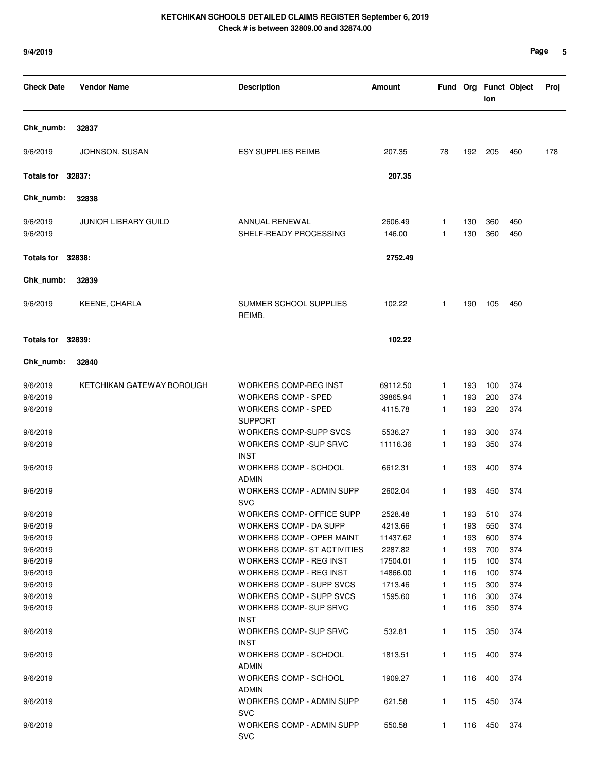**KETCHIKAN SCHOOLS DETAILED CLAIMS REGISTER September 6, 2019**
**Check # is between 32809.00 and 32874.00**

9/4/2019

| Check Date | Vendor Name | Description | Amount | Fund | Org | Function | Object | Proj |
|---|---|---|---|---|---|---|---|---|
| **Chk_numb:** | **32837** | | | | | | | |
| 9/6/2019 | JOHNSON, SUSAN | ESY SUPPLIES REIMB | 207.35 | 78 | 192 | 205 | 450 | 178 |
| **Totals for** | **32837:** | | **207.35** | | | | | |
| **Chk_numb:** | **32838** | | | | | | | |
| 9/6/2019 | JUNIOR LIBRARY GUILD | ANNUAL RENEWAL | 2606.49 | 1 | 130 | 360 | 450 | |
| 9/6/2019 | | SHELF-READY PROCESSING | 146.00 | 1 | 130 | 360 | 450 | |
| **Totals for** | **32838:** | | **2752.49** | | | | | |
| **Chk_numb:** | **32839** | | | | | | | |
| 9/6/2019 | KEENE, CHARLA | SUMMER SCHOOL SUPPLIES REIMB. | 102.22 | 1 | 190 | 105 | 450 | |
| **Totals for** | **32839:** | | **102.22** | | | | | |
| **Chk_numb:** | **32840** | | | | | | | |
| 9/6/2019 | KETCHIKAN GATEWAY BOROUGH | WORKERS COMP-REG INST | 69112.50 | 1 | 193 | 100 | 374 | |
| 9/6/2019 | | WORKERS COMP - SPED | 39865.94 | 1 | 193 | 200 | 374 | |
| 9/6/2019 | | WORKERS COMP - SPED SUPPORT | 4115.78 | 1 | 193 | 220 | 374 | |
| 9/6/2019 | | WORKERS COMP-SUPP SVCS | 5536.27 | 1 | 193 | 300 | 374 | |
| 9/6/2019 | | WORKERS COMP -SUP SRVC INST | 11116.36 | 1 | 193 | 350 | 374 | |
| 9/6/2019 | | WORKERS COMP - SCHOOL ADMIN | 6612.31 | 1 | 193 | 400 | 374 | |
| 9/6/2019 | | WORKERS COMP - ADMIN SUPP SVC | 2602.04 | 1 | 193 | 450 | 374 | |
| 9/6/2019 | | WORKERS COMP- OFFICE SUPP | 2528.48 | 1 | 193 | 510 | 374 | |
| 9/6/2019 | | WORKERS COMP - DA SUPP | 4213.66 | 1 | 193 | 550 | 374 | |
| 9/6/2019 | | WORKERS COMP - OPER MAINT | 11437.62 | 1 | 193 | 600 | 374 | |
| 9/6/2019 | | WORKERS COMP- ST ACTIVITIES | 2287.82 | 1 | 193 | 700 | 374 | |
| 9/6/2019 | | WORKERS COMP - REG INST | 17504.01 | 1 | 115 | 100 | 374 | |
| 9/6/2019 | | WORKERS COMP - REG INST | 14866.00 | 1 | 116 | 100 | 374 | |
| 9/6/2019 | | WORKERS COMP - SUPP SVCS | 1713.46 | 1 | 115 | 300 | 374 | |
| 9/6/2019 | | WORKERS COMP - SUPP SVCS | 1595.60 | 1 | 116 | 300 | 374 | |
| 9/6/2019 | | WORKERS COMP- SUP SRVC INST | | 1 | 116 | 350 | 374 | |
| 9/6/2019 | | WORKERS COMP- SUP SRVC INST | 532.81 | 1 | 115 | 350 | 374 | |
| 9/6/2019 | | WORKERS COMP - SCHOOL ADMIN | 1813.51 | 1 | 115 | 400 | 374 | |
| 9/6/2019 | | WORKERS COMP - SCHOOL ADMIN | 1909.27 | 1 | 116 | 400 | 374 | |
| 9/6/2019 | | WORKERS COMP - ADMIN SUPP SVC | 621.58 | 1 | 115 | 450 | 374 | |
| 9/6/2019 | | WORKERS COMP - ADMIN SUPP SVC | 550.58 | 1 | 116 | 450 | 374 | |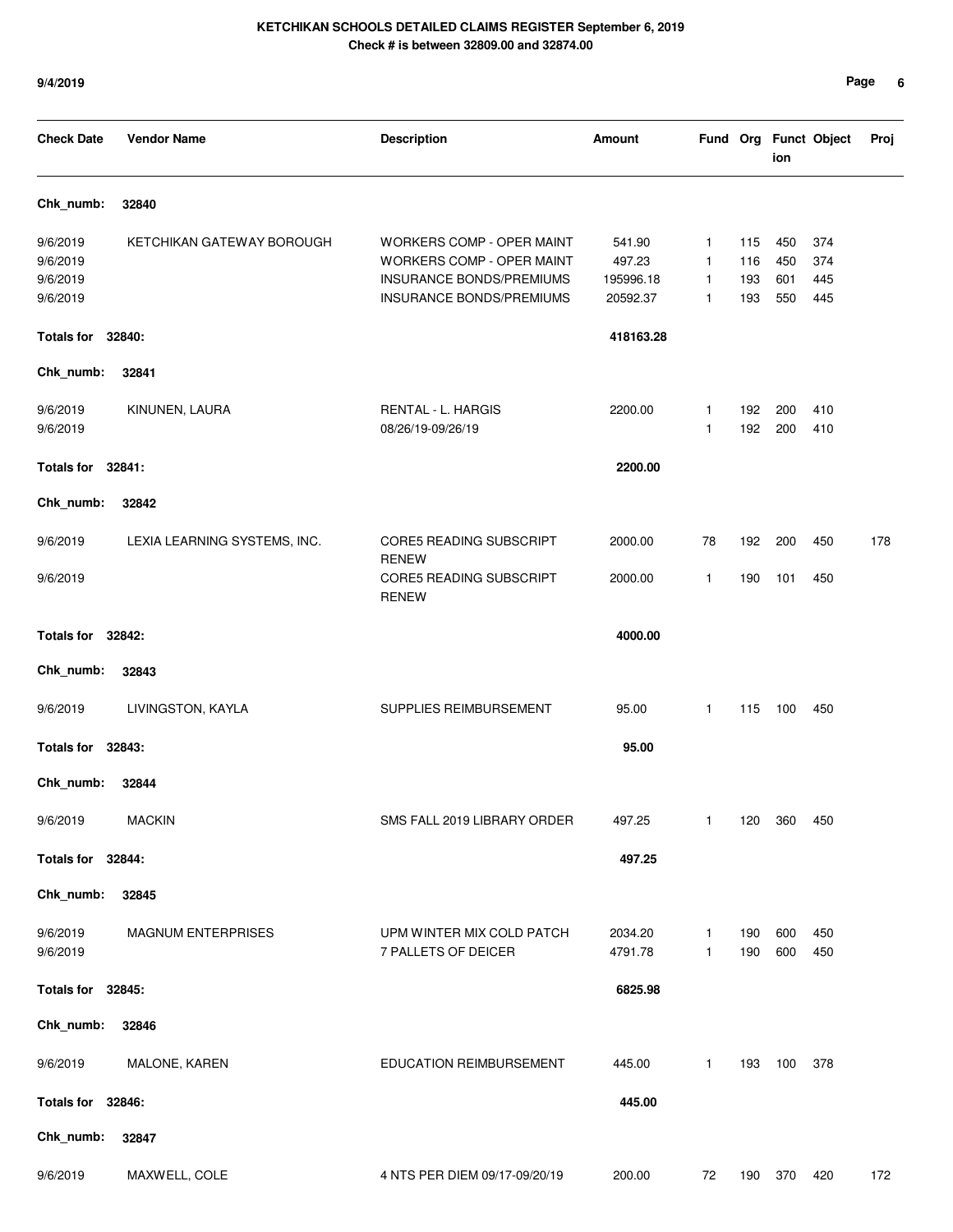**KETCHIKAN SCHOOLS DETAILED CLAIMS REGISTER September 6, 2019**

**Check # is between 32809.00 and 32874.00**

**9/4/2019**

| Check Date | Vendor Name | Description | Amount | Fund | Org | Function | Object | Proj |
|---|---|---|---|---|---|---|---|---|
| **Chk_numb:** | **32840** | | | | | | | |
| 9/6/2019 | KETCHIKAN GATEWAY BOROUGH | WORKERS COMP - OPER MAINT | 541.90 | 1 | 115 | 450 | 374 | |
| 9/6/2019 | | WORKERS COMP - OPER MAINT | 497.23 | 1 | 116 | 450 | 374 | |
| 9/6/2019 | | INSURANCE BONDS/PREMIUMS | 195996.18 | 1 | 193 | 601 | 445 | |
| 9/6/2019 | | INSURANCE BONDS/PREMIUMS | 20592.37 | 1 | 193 | 550 | 445 | |
| **Totals for 32840:** | | | **418163.28** | | | | | |
| **Chk_numb:** | **32841** | | | | | | | |
| 9/6/2019 | KINUNEN, LAURA | RENTAL - L. HARGIS | 2200.00 | 1 | 192 | 200 | 410 | |
| 9/6/2019 | | 08/26/19-09/26/19 | | 1 | 192 | 200 | 410 | |
| **Totals for 32841:** | | | **2200.00** | | | | | |
| **Chk_numb:** | **32842** | | | | | | | |
| 9/6/2019 | LEXIA LEARNING SYSTEMS, INC. | CORE5 READING SUBSCRIPT RENEW | 2000.00 | 78 | 192 | 200 | 450 | 178 |
| 9/6/2019 | | CORE5 READING SUBSCRIPT RENEW | 2000.00 | 1 | 190 | 101 | 450 | |
| **Totals for 32842:** | | | **4000.00** | | | | | |
| **Chk_numb:** | **32843** | | | | | | | |
| 9/6/2019 | LIVINGSTON, KAYLA | SUPPLIES REIMBURSEMENT | 95.00 | 1 | 115 | 100 | 450 | |
| **Totals for 32843:** | | | **95.00** | | | | | |
| **Chk_numb:** | **32844** | | | | | | | |
| 9/6/2019 | MACKIN | SMS FALL 2019 LIBRARY ORDER | 497.25 | 1 | 120 | 360 | 450 | |
| **Totals for 32844:** | | | **497.25** | | | | | |
| **Chk_numb:** | **32845** | | | | | | | |
| 9/6/2019 | MAGNUM ENTERPRISES | UPM WINTER MIX COLD PATCH | 2034.20 | 1 | 190 | 600 | 450 | |
| 9/6/2019 | | 7 PALLETS OF DEICER | 4791.78 | 1 | 190 | 600 | 450 | |
| **Totals for 32845:** | | | **6825.98** | | | | | |
| **Chk_numb:** | **32846** | | | | | | | |
| 9/6/2019 | MALONE, KAREN | EDUCATION REIMBURSEMENT | 445.00 | 1 | 193 | 100 | 378 | |
| **Totals for 32846:** | | | **445.00** | | | | | |
| **Chk_numb:** | **32847** | | | | | | | |
| 9/6/2019 | MAXWELL, COLE | 4 NTS PER DIEM 09/17-09/20/19 | 200.00 | 72 | 190 | 370 | 420 | 172 |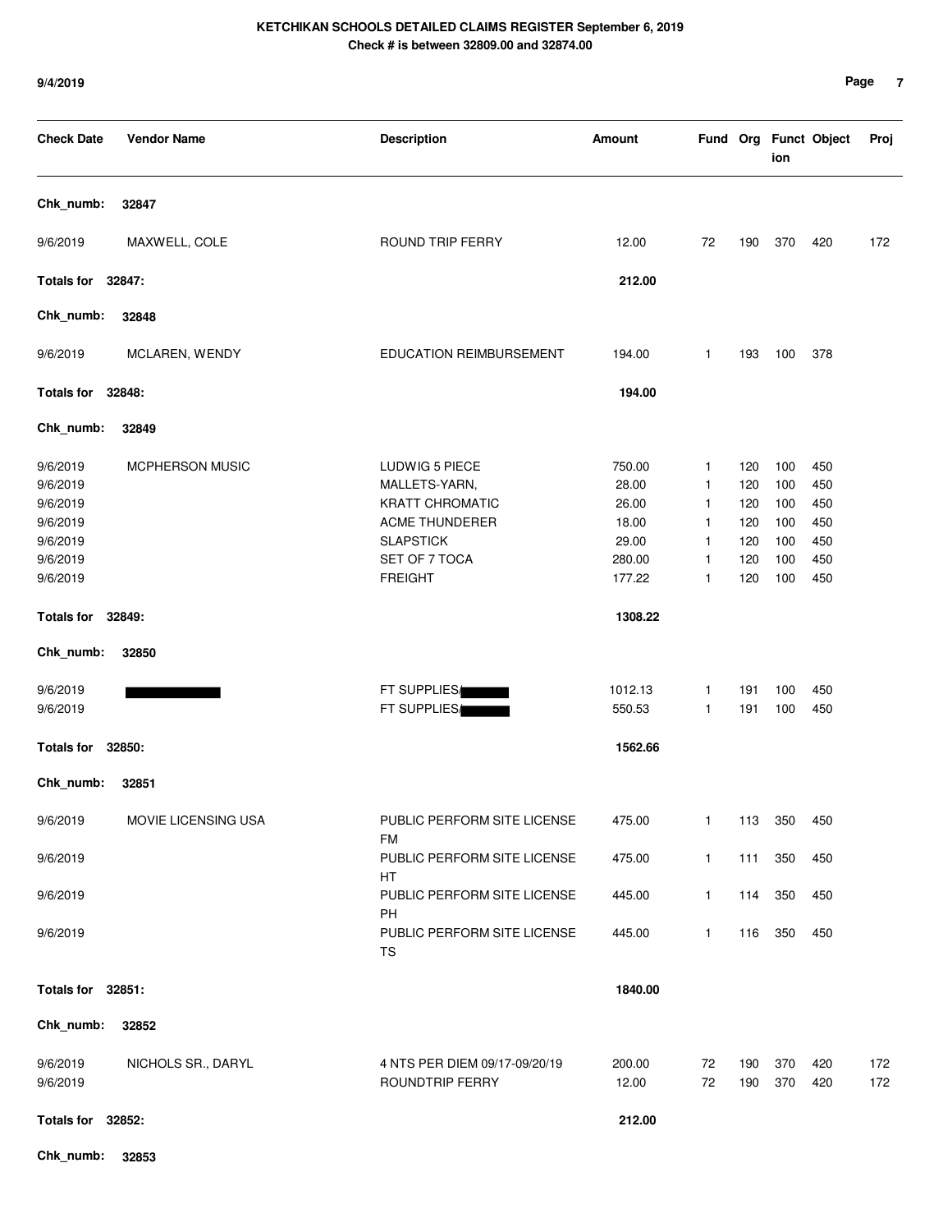**KETCHIKAN SCHOOLS DETAILED CLAIMS REGISTER September 6, 2019**
**Check # is between 32809.00 and 32874.00**

9/4/2019

| Check Date | Vendor Name | Description | Amount | Fund | Org | Function | Object | Proj |
|---|---|---|---|---|---|---|---|---|
| **Chk_numb:** | **32847** | | | | | | | |
| 9/6/2019 | MAXWELL, COLE | ROUND TRIP FERRY | 12.00 | 72 | 190 | 370 | 420 | 172 |
| **Totals for 32847:** | | | **212.00** | | | | | |
| **Chk_numb:** | **32848** | | | | | | | |
| 9/6/2019 | MCLAREN, WENDY | EDUCATION REIMBURSEMENT | 194.00 | 1 | 193 | 100 | 378 | |
| **Totals for 32848:** | | | **194.00** | | | | | |
| **Chk_numb:** | **32849** | | | | | | | |
| 9/6/2019 | MCPHERSON MUSIC | LUDWIG 5 PIECE | 750.00 | 1 | 120 | 100 | 450 | |
| 9/6/2019 | | MALLETS-YARN, | 28.00 | 1 | 120 | 100 | 450 | |
| 9/6/2019 | | KRATT CHROMATIC | 26.00 | 1 | 120 | 100 | 450 | |
| 9/6/2019 | | ACME THUNDERER | 18.00 | 1 | 120 | 100 | 450 | |
| 9/6/2019 | | SLAPSTICK | 29.00 | 1 | 120 | 100 | 450 | |
| 9/6/2019 | | SET OF 7 TOCA | 280.00 | 1 | 120 | 100 | 450 | |
| 9/6/2019 | | FREIGHT | 177.22 | 1 | 120 | 100 | 450 | |
| **Totals for 32849:** | | | **1308.22** | | | | | |
| **Chk_numb:** | **32850** | | | | | | | |
| 9/6/2019 | [REDACTED] | FT SUPPLIES/[REDACTED] | 1012.13 | 1 | 191 | 100 | 450 | |
| 9/6/2019 | | FT SUPPLIES/[REDACTED] | 550.53 | 1 | 191 | 100 | 450 | |
| **Totals for 32850:** | | | **1562.66** | | | | | |
| **Chk_numb:** | **32851** | | | | | | | |
| 9/6/2019 | MOVIE LICENSING USA | PUBLIC PERFORM SITE LICENSE FM | 475.00 | 1 | 113 | 350 | 450 | |
| 9/6/2019 | | PUBLIC PERFORM SITE LICENSE HT | 475.00 | 1 | 111 | 350 | 450 | |
| 9/6/2019 | | PUBLIC PERFORM SITE LICENSE PH | 445.00 | 1 | 114 | 350 | 450 | |
| 9/6/2019 | | PUBLIC PERFORM SITE LICENSE TS | 445.00 | 1 | 116 | 350 | 450 | |
| **Totals for 32851:** | | | **1840.00** | | | | | |
| **Chk_numb:** | **32852** | | | | | | | |
| 9/6/2019 | NICHOLS SR., DARYL | 4 NTS PER DIEM 09/17-09/20/19 | 200.00 | 72 | 190 | 370 | 420 | 172 |
| 9/6/2019 | | ROUNDTRIP FERRY | 12.00 | 72 | 190 | 370 | 420 | 172 |
| **Totals for 32852:** | | | **212.00** | | | | | |
| **Chk_numb:** | **32853** | | | | | | | |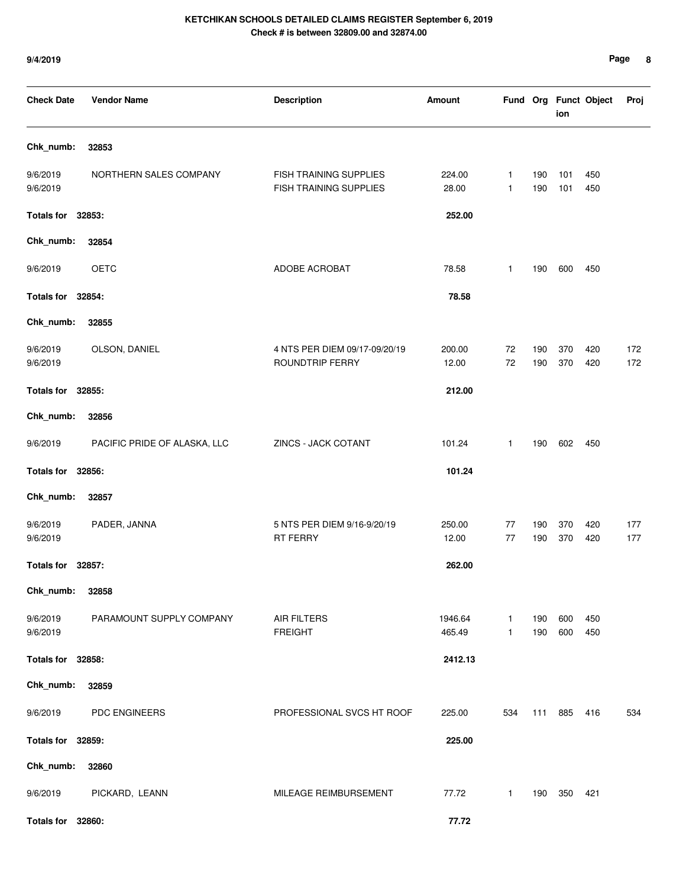# KETCHIKAN SCHOOLS DETAILED CLAIMS REGISTER September 6, 2019

**Check # is between 32809.00 and 32874.00**

**9/4/2019**

| Check Date | Vendor Name | Description | Amount | Fund | Org | Function | Object | Proj |
|---|---|---|---|---|---|---|---|---|
| **Chk_numb:** | **32853** | | | | | | | |
| 9/6/2019 | NORTHERN SALES COMPANY | FISH TRAINING SUPPLIES | 224.00 | 1 | 190 | 101 | 450 | |
| 9/6/2019 | | FISH TRAINING SUPPLIES | 28.00 | 1 | 190 | 101 | 450 | |
| **Totals for** | **32853:** | | **252.00** | | | | | |
| **Chk_numb:** | **32854** | | | | | | | |
| 9/6/2019 | OETC | ADOBE ACROBAT | 78.58 | 1 | 190 | 600 | 450 | |
| **Totals for** | **32854:** | | **78.58** | | | | | |
| **Chk_numb:** | **32855** | | | | | | | |
| 9/6/2019 | OLSON, DANIEL | 4 NTS PER DIEM 09/17-09/20/19 | 200.00 | 72 | 190 | 370 | 420 | 172 |
| 9/6/2019 | | ROUNDTRIP FERRY | 12.00 | 72 | 190 | 370 | 420 | 172 |
| **Totals for** | **32855:** | | **212.00** | | | | | |
| **Chk_numb:** | **32856** | | | | | | | |
| 9/6/2019 | PACIFIC PRIDE OF ALASKA, LLC | ZINCS - JACK COTANT | 101.24 | 1 | 190 | 602 | 450 | |
| **Totals for** | **32856:** | | **101.24** | | | | | |
| **Chk_numb:** | **32857** | | | | | | | |
| 9/6/2019 | PADER, JANNA | 5 NTS PER DIEM 9/16-9/20/19 | 250.00 | 77 | 190 | 370 | 420 | 177 |
| 9/6/2019 | | RT FERRY | 12.00 | 77 | 190 | 370 | 420 | 177 |
| **Totals for** | **32857:** | | **262.00** | | | | | |
| **Chk_numb:** | **32858** | | | | | | | |
| 9/6/2019 | PARAMOUNT SUPPLY COMPANY | AIR FILTERS | 1946.64 | 1 | 190 | 600 | 450 | |
| 9/6/2019 | | FREIGHT | 465.49 | 1 | 190 | 600 | 450 | |
| **Totals for** | **32858:** | | **2412.13** | | | | | |
| **Chk_numb:** | **32859** | | | | | | | |
| 9/6/2019 | PDC ENGINEERS | PROFESSIONAL SVCS HT ROOF | 225.00 | 534 | 111 | 885 | 416 | 534 |
| **Totals for** | **32859:** | | **225.00** | | | | | |
| **Chk_numb:** | **32860** | | | | | | | |
| 9/6/2019 | PICKARD, LEANN | MILEAGE REIMBURSEMENT | 77.72 | 1 | 190 | 350 | 421 | |
| **Totals for** | **32860:** | | **77.72** | | | | | |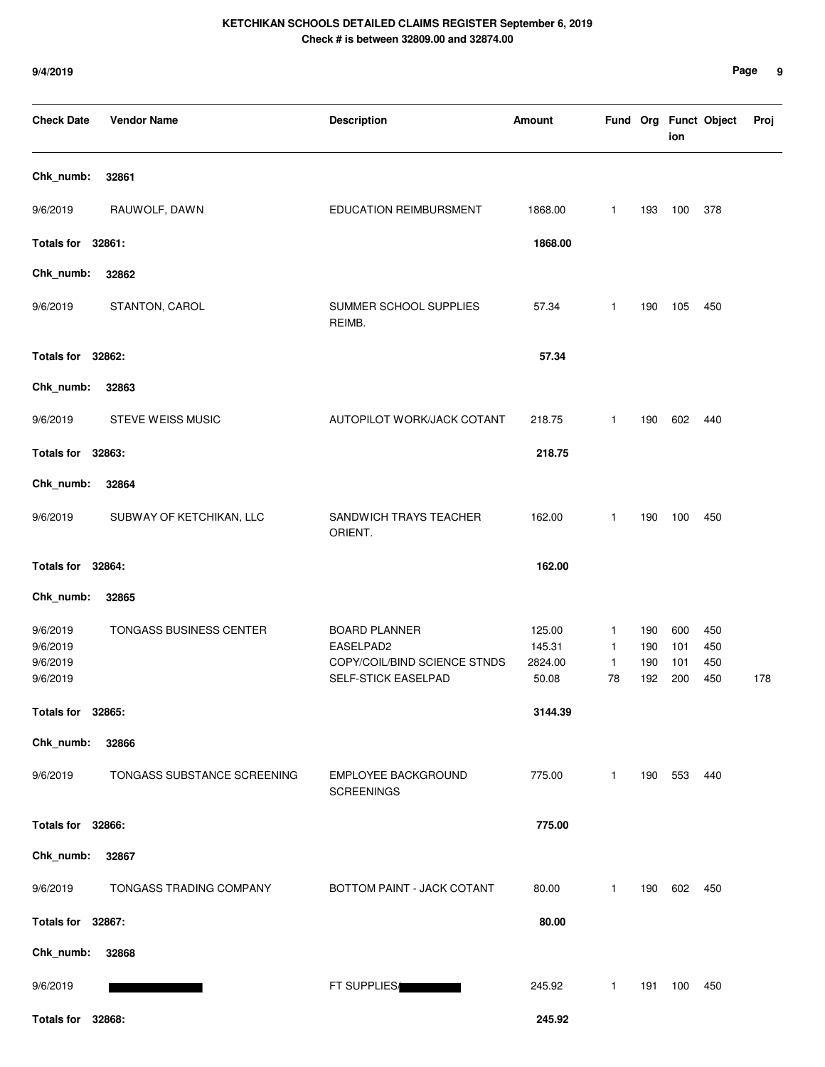# KETCHIKAN SCHOOLS DETAILED CLAIMS REGISTER September 6, 2019

**Check # is between 32809.00 and 32874.00**

**9/4/2019**

| Check Date | Vendor Name | Description | Amount | Fund | Org | Function | Object | Proj |
|---|---|---|---|---|---|---|---|---|
| **Chk_numb:** | **32861** | | | | | | | |
| 9/6/2019 | RAUWOLF, DAWN | EDUCATION REIMBURSMENT | 1868.00 | 1 | 193 | 100 | 378 | |
| **Totals for 32861:** | | | **1868.00** | | | | | |
| **Chk_numb:** | **32862** | | | | | | | |
| 9/6/2019 | STANTON, CAROL | SUMMER SCHOOL SUPPLIES REIMB. | 57.34 | 1 | 190 | 105 | 450 | |
| **Totals for 32862:** | | | **57.34** | | | | | |
| **Chk_numb:** | **32863** | | | | | | | |
| 9/6/2019 | STEVE WEISS MUSIC | AUTOPILOT WORK/JACK COTANT | 218.75 | 1 | 190 | 602 | 440 | |
| **Totals for 32863:** | | | **218.75** | | | | | |
| **Chk_numb:** | **32864** | | | | | | | |
| 9/6/2019 | SUBWAY OF KETCHIKAN, LLC | SANDWICH TRAYS TEACHER ORIENT. | 162.00 | 1 | 190 | 100 | 450 | |
| **Totals for 32864:** | | | **162.00** | | | | | |
| **Chk_numb:** | **32865** | | | | | | | |
| 9/6/2019 | TONGASS BUSINESS CENTER | BOARD PLANNER | 125.00 | 1 | 190 | 600 | 450 | |
| 9/6/2019 | | EASELPAD2 | 145.31 | 1 | 190 | 101 | 450 | |
| 9/6/2019 | | COPY/COIL/BIND SCIENCE STNDS | 2824.00 | 1 | 190 | 101 | 450 | |
| 9/6/2019 | | SELF-STICK EASELPAD | 50.08 | 78 | 192 | 200 | 450 | 178 |
| **Totals for 32865:** | | | **3144.39** | | | | | |
| **Chk_numb:** | **32866** | | | | | | | |
| 9/6/2019 | TONGASS SUBSTANCE SCREENING | EMPLOYEE BACKGROUND SCREENINGS | 775.00 | 1 | 190 | 553 | 440 | |
| **Totals for 32866:** | | | **775.00** | | | | | |
| **Chk_numb:** | **32867** | | | | | | | |
| 9/6/2019 | TONGASS TRADING COMPANY | BOTTOM PAINT - JACK COTANT | 80.00 | 1 | 190 | 602 | 450 | |
| **Totals for 32867:** | | | **80.00** | | | | | |
| **Chk_numb:** | **32868** | | | | | | | |
| 9/6/2019 | [REDACTED] | FT SUPPLIES/[REDACTED] | 245.92 | 1 | 191 | 100 | 450 | |
| **Totals for 32868:** | | | **245.92** | | | | | |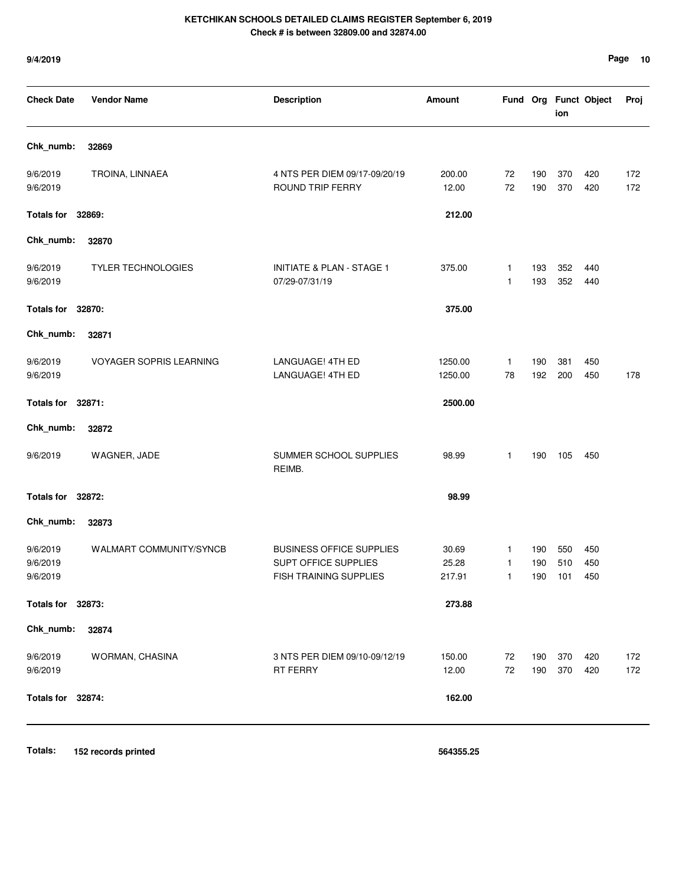**KETCHIKAN SCHOOLS DETAILED CLAIMS REGISTER September 6, 2019**
**Check # is between 32809.00 and 32874.00**

**9/4/2019**

| Check Date | Vendor Name | Description | Amount | Fund | Org | Function | Object | Proj |
|---|---|---|---|---|---|---|---|---|
| **Chk_numb:** | **32869** | | | | | | | |
| 9/6/2019 | TROINA, LINNAEA | 4 NTS PER DIEM 09/17-09/20/19 | 200.00 | 72 | 190 | 370 | 420 | 172 |
| 9/6/2019 | | ROUND TRIP FERRY | 12.00 | 72 | 190 | 370 | 420 | 172 |
| **Totals for 32869:** | | | **212.00** | | | | | |
| **Chk_numb:** | **32870** | | | | | | | |
| 9/6/2019 | TYLER TECHNOLOGIES | INITIATE & PLAN - STAGE 1 | 375.00 | 1 | 193 | 352 | 440 | |
| 9/6/2019 | | 07/29-07/31/19 | | 1 | 193 | 352 | 440 | |
| **Totals for 32870:** | | | **375.00** | | | | | |
| **Chk_numb:** | **32871** | | | | | | | |
| 9/6/2019 | VOYAGER SOPRIS LEARNING | LANGUAGE! 4TH ED | 1250.00 | 1 | 190 | 381 | 450 | |
| 9/6/2019 | | LANGUAGE! 4TH ED | 1250.00 | 78 | 192 | 200 | 450 | 178 |
| **Totals for 32871:** | | | **2500.00** | | | | | |
| **Chk_numb:** | **32872** | | | | | | | |
| 9/6/2019 | WAGNER, JADE | SUMMER SCHOOL SUPPLIES REIMB. | 98.99 | 1 | 190 | 105 | 450 | |
| **Totals for 32872:** | | | **98.99** | | | | | |
| **Chk_numb:** | **32873** | | | | | | | |
| 9/6/2019 | WALMART COMMUNITY/SYNCB | BUSINESS OFFICE SUPPLIES | 30.69 | 1 | 190 | 550 | 450 | |
| 9/6/2019 | | SUPT OFFICE SUPPLIES | 25.28 | 1 | 190 | 510 | 450 | |
| 9/6/2019 | | FISH TRAINING SUPPLIES | 217.91 | 1 | 190 | 101 | 450 | |
| **Totals for 32873:** | | | **273.88** | | | | | |
| **Chk_numb:** | **32874** | | | | | | | |
| 9/6/2019 | WORMAN, CHASINA | 3 NTS PER DIEM 09/10-09/12/19 | 150.00 | 72 | 190 | 370 | 420 | 172 |
| 9/6/2019 | | RT FERRY | 12.00 | 72 | 190 | 370 | 420 | 172 |
| **Totals for 32874:** | | | **162.00** | | | | | |

**Totals:** **152 records printed** **564355.25**